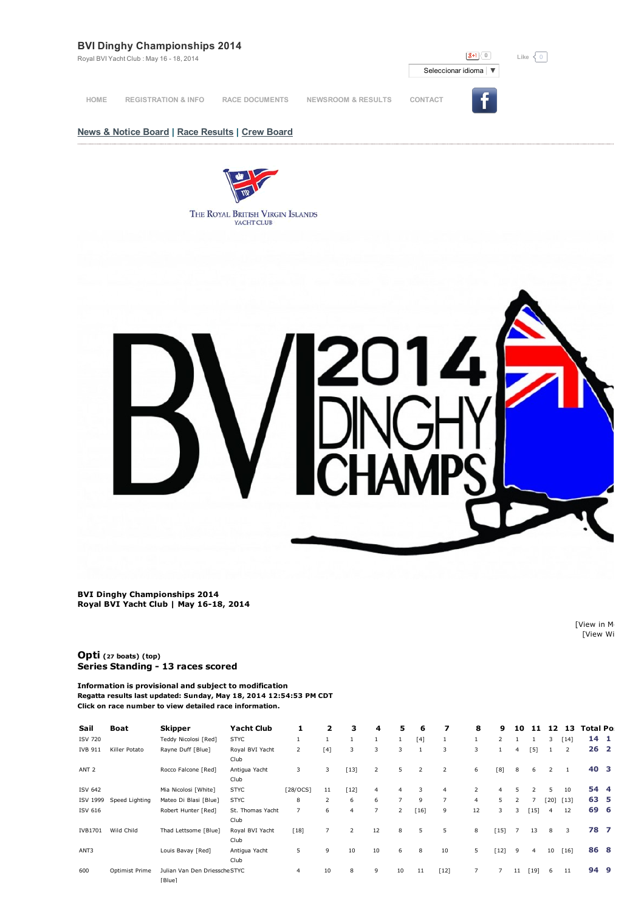# BVI Dinghy Championships 2014

Royal BVI Yacht Club : May 16 - 18, 2014

Seleccionar idioma ▼

HOME REGISTRATION & INFO RACE DOCUMENTS NEWSROOM & RESULTS CONTACT

News & Notice Board | Race Results | Crew Board

**BVI Dinghy Championships 2014**
**Royal BVI Yacht Club | May 16-18, 2014**

[View in M
[View Wi

## Opti (27 boats) (top)

**Series Standing - 13 races scored**

**Information is provisional and subject to modification**
**Regatta results last updated: Sunday, May 18, 2014 12:54:53 PM CDT**
**Click on race number to view detailed race information.**

| Sail | Boat | Skipper | Yacht Club | 1 | 2 | 3 | 4 | 5 | 6 | 7 | 8 | 9 | 10 | 11 | 12 | 13 | Total | Po |
|---|---|---|---|---|---|---|---|---|---|---|---|---|---|---|---|---|---|---|
| ISV 720 | | Teddy Nicolosi [Red] | STYC | 1 | 1 | 1 | 1 | 1 | [4] | 1 | 1 | 2 | 1 | 1 | 3 | [14] | 14 | 1 |
| IVB 911 | Killer Potato | Rayne Duff [Blue] | Royal BVI Yacht Club | 2 | [4] | 3 | 3 | 3 | 1 | 3 | 3 | 1 | 4 | [5] | 1 | 2 | 26 | 2 |
| ANT 2 | | Rocco Falcone [Red] | Antigua Yacht Club | 3 | 3 | [13] | 2 | 5 | 2 | 2 | 6 | [8] | 8 | 6 | 2 | 1 | 40 | 3 |
| ISV 642 | | Mia Nicolosi [White] | STYC | [28/OCS] | 11 | [12] | 4 | 4 | 3 | 4 | 2 | 4 | 5 | 2 | 5 | 10 | 54 | 4 |
| ISV 1999 | Speed Lighting | Mateo Di Blasi [Blue] | STYC | 8 | 2 | 6 | 6 | 7 | 9 | 7 | 4 | 5 | 2 | 7 | [20] | [13] | 63 | 5 |
| ISV 616 | | Robert Hunter [Red] | St. Thomas Yacht Club | 7 | 6 | 4 | 7 | 2 | [16] | 9 | 12 | 3 | 3 | [15] | 4 | 12 | 69 | 6 |
| IVB1701 | Wild Child | Thad Lettsome [Blue] | Royal BVI Yacht Club | [18] | 7 | 2 | 12 | 8 | 5 | 5 | 8 | [15] | 7 | 13 | 8 | 3 | 78 | 7 |
| ANT3 | | Louis Bavay [Red] | Antigua Yacht Club | 5 | 9 | 10 | 10 | 6 | 8 | 10 | 5 | [12] | 9 | 4 | 10 | [16] | 86 | 8 |
| 600 | Optimist Prime | Julian Van Den Driessche [Blue] | STYC | 4 | 10 | 8 | 9 | 10 | 11 | [12] | 7 | 7 | 11 | [19] | 6 | 11 | 94 | 9 |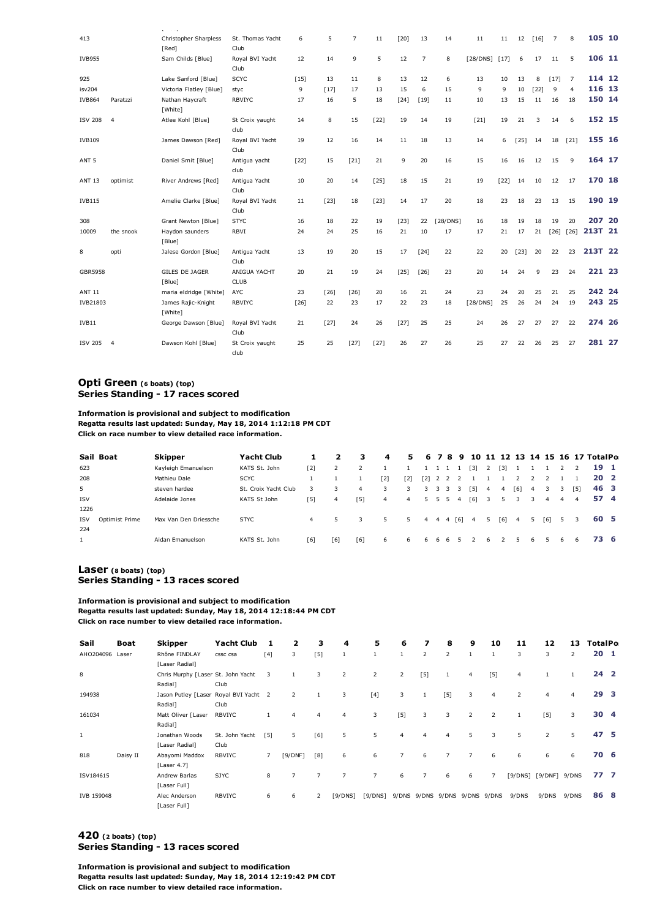| 413 | | Christopher Sharpless [Red] | St. Thomas Yacht Club | 6 | 5 | 7 | 11 | [20] | 13 | 14 | 11 | 11 | 12 | [16] | 7 | 8 | 105 | 10 |
|---|---|---|---|---|---|---|---|---|---|---|---|---|---|---|---|---|---|---|
| IVB955 | | Sam Childs [Blue] | Royal BVI Yacht Club | 12 | 14 | 9 | 5 | 12 | 7 | 8 | [28/DNS] | [17] | 6 | 17 | 11 | 5 | 106 | 11 |
| 925 | | Lake Sanford [Blue] | SCYC | [15] | 13 | 11 | 8 | 13 | 12 | 6 | 13 | 10 | 13 | 8 | [17] | 7 | 114 | 12 |
| isv204 | | Victoria Flatley [Blue] | styc | 9 | [17] | 17 | 13 | 15 | 6 | 15 | 9 | 9 | 10 | [22] | 9 | 4 | 116 | 13 |
| IVB864 | Paratzzi | Nathan Haycraft [White] | RBVIYC | 17 | 16 | 5 | 18 | [24] | [19] | 11 | 10 | 13 | 15 | 11 | 16 | 18 | 150 | 14 |
| ISV 208 | 4 | Atlee Kohl [Blue] | St Croix yaught club | 14 | 8 | 15 | [22] | 19 | 14 | 19 | [21] | 19 | 21 | 3 | 14 | 6 | 152 | 15 |
| IVB109 | | James Dawson [Red] | Royal BVI Yacht Club | 19 | 12 | 16 | 14 | 11 | 18 | 13 | 14 | 6 | [25] | 14 | 18 | [21] | 155 | 16 |
| ANT 5 | | Daniel Smit [Blue] | Antigua yacht club | [22] | 15 | [21] | 21 | 9 | 20 | 16 | 15 | 16 | 16 | 12 | 15 | 9 | 164 | 17 |
| ANT 13 | optimist | River Andrews [Red] | Antigua Yacht Club | 10 | 20 | 14 | [25] | 18 | 15 | 21 | 19 | [22] | 14 | 10 | 12 | 17 | 170 | 18 |
| IVB115 | | Amelie Clarke [Blue] | Royal BVI Yacht Club | 11 | [23] | 18 | [23] | 14 | 17 | 20 | 18 | 23 | 18 | 23 | 13 | 15 | 190 | 19 |
| 308 | | Grant Newton [Blue] | STYC | 16 | 18 | 22 | 19 | [23] | 22 | [28/DNS] | 16 | 18 | 19 | 18 | 19 | 20 | 207 | 20 |
| 10009 | the snook | Haydon saunders [Blue] | RBVI | 24 | 24 | 25 | 16 | 21 | 10 | 17 | 17 | 21 | 17 | 21 | [26] | [26] | 213T | 21 |
| 8 | opti | Jalese Gordon [Blue] | Antigua Yacht Club | 13 | 19 | 20 | 15 | 17 | [24] | 22 | 22 | 20 | [23] | 20 | 22 | 23 | 213T | 22 |
| GBR5958 | | GILES DE JAGER [Blue] | ANIGUA YACHT CLUB | 20 | 21 | 19 | 24 | [25] | [26] | 23 | 20 | 14 | 24 | 9 | 23 | 24 | 221 | 23 |
| ANT 11 | | maria eldridge [White] | AYC | 23 | [26] | [26] | 20 | 16 | 21 | 24 | 23 | 24 | 20 | 25 | 21 | 25 | 242 | 24 |
| IVB21803 | | James Rajic-Knight [White] | RBVIYC | [26] | 22 | 23 | 17 | 22 | 23 | 18 | [28/DNS] | 25 | 26 | 24 | 24 | 19 | 243 | 25 |
| IVB11 | | George Dawson [Blue] | Royal BVI Yacht Club | 21 | [27] | 24 | 26 | [27] | 25 | 25 | 24 | 26 | 27 | 27 | 27 | 22 | 274 | 26 |
| ISV 205 | 4 | Dawson Kohl [Blue] | St Croix yaught club | 25 | 25 | [27] | [27] | 26 | 27 | 26 | 25 | 27 | 22 | 26 | 25 | 27 | 281 | 27 |

## Opti Green (6 boats) (top)
## Series Standing - 17 races scored

**Information is provisional and subject to modification**
**Regatta results last updated: Sunday, May 18, 2014 1:12:18 PM CDT**
**Click on race number to view detailed race information.**

| Sail | Boat | Skipper | Yacht Club | 1 | 2 | 3 | 4 | 5 | 6 | 7 | 8 | 9 | 10 | 11 | 12 | 13 | 14 | 15 | 16 | 17 | Total | Pos |
|---|---|---|---|---|---|---|---|---|---|---|---|---|---|---|---|---|---|---|---|---|---|---|
| 623 | | Kayleigh Emanuelson | KATS St. John | [2] | 2 | 2 | 1 | 1 | 1 | 1 | 1 | 1 | [3] | 2 | [3] | 1 | 1 | 1 | 2 | 2 | 19 | 1 |
| 208 | | Mathieu Dale | SCYC | 1 | 1 | 1 | [2] | [2] | [2] | 2 | 2 | 2 | 1 | 1 | 1 | 2 | 2 | 2 | 1 | 1 | 20 | 2 |
| 5 | | steven hardee | St. Croix Yacht Club | 3 | 3 | 4 | 3 | 3 | 3 | 3 | 3 | 3 | [5] | 4 | 4 | [6] | 4 | 3 | 3 | [5] | 46 | 3 |
| ISV 1226 | | Adelaide Jones | KATS St John | [5] | 4 | [5] | 4 | 4 | 5 | 5 | 5 | 4 | [6] | 3 | 5 | 3 | 3 | 4 | 4 | 4 | 57 | 4 |
| ISV 224 | Optimist Prime | Max Van Den Driessche | STYC | 4 | 5 | 3 | 5 | 5 | 4 | 4 | 4 | [6] | 4 | 5 | [6] | 4 | 5 | [6] | 5 | 3 | 60 | 5 |
| 1 | | Aidan Emanuelson | KATS St. John | [6] | [6] | [6] | 6 | 6 | 6 | 6 | 6 | 5 | 2 | 6 | 2 | 5 | 6 | 5 | 6 | 6 | 73 | 6 |

## Laser (8 boats) (top)
## Series Standing - 13 races scored

**Information is provisional and subject to modification**
**Regatta results last updated: Sunday, May 18, 2014 12:18:44 PM CDT**
**Click on race number to view detailed race information.**

| Sail | Boat | Skipper | Yacht Club | 1 | 2 | 3 | 4 | 5 | 6 | 7 | 8 | 9 | 10 | 11 | 12 | 13 | Total | Pos |
|---|---|---|---|---|---|---|---|---|---|---|---|---|---|---|---|---|---|---|
| AHO204096 | Laser | Rhône FINDLAY [Laser Radial] | cssc csa | [4] | 3 | [5] | 1 | 1 | 1 | 2 | 2 | 1 | 1 | 3 | 3 | 2 | 20 | 1 |
| 8 | | Chris Murphy [Laser Radial] | St. John Yacht Club | 3 | 1 | 3 | 2 | 2 | 2 | [5] | 1 | 4 | [5] | 4 | 1 | 1 | 24 | 2 |
| 194938 | | Jason Putley [Laser Radial] | Royal BVI Yacht Club | 2 | 2 | 1 | 3 | [4] | 3 | 1 | [5] | 3 | 4 | 2 | 4 | 4 | 29 | 3 |
| 161034 | | Matt Oliver [Laser Radial] | RBVIYC | 1 | 4 | 4 | 4 | 3 | [5] | 3 | 3 | 2 | 2 | 1 | [5] | 3 | 30 | 4 |
| 1 | | Jonathan Woods [Laser Radial] | St. John Yacht Club | [5] | 5 | [6] | 5 | 5 | 4 | 4 | 4 | 5 | 3 | 5 | 2 | 5 | 47 | 5 |
| 818 | Daisy II | Abayomi Maddox [Laser 4.7] | RBVIYC | 7 | [9/DNF] | [8] | 6 | 6 | 7 | 6 | 7 | 7 | 6 | 6 | 6 | 6 | 70 | 6 |
| ISV184615 | | Andrew Barlas [Laser Full] | SJYC | 8 | 7 | 7 | 7 | 7 | 6 | 7 | 6 | 6 | 7 | [9/DNS] | [9/DNF] | 9/DNS | 77 | 7 |
| IVB 159048 | | Alec Anderson [Laser Full] | RBVIYC | 6 | 6 | 2 | [9/DNS] | [9/DNS] | 9/DNS | 9/DNS | 9/DNS | 9/DNS | 9/DNS | 9/DNS | 9/DNS | 9/DNS | 86 | 8 |

## 420 (2 boats) (top)
## Series Standing - 13 races scored

**Information is provisional and subject to modification**
**Regatta results last updated: Sunday, May 18, 2014 12:19:42 PM CDT**
**Click on race number to view detailed race information.**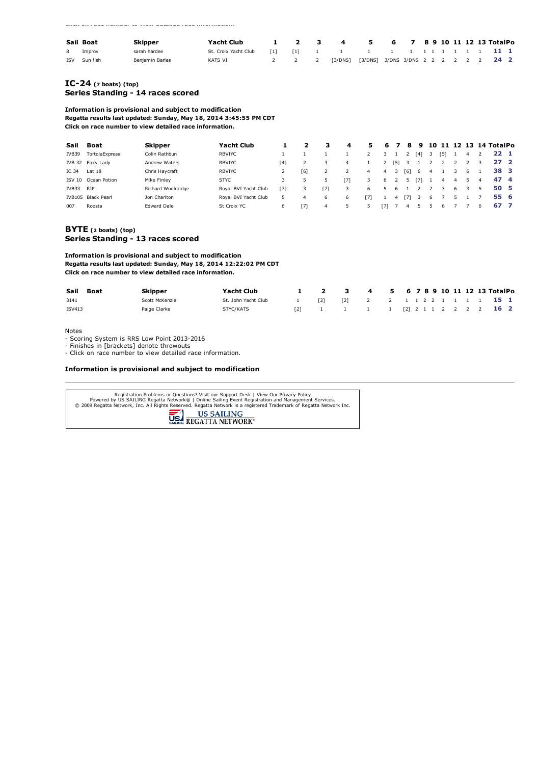| Sail | Boat | Skipper | Yacht Club | 1 | 2 | 3 | 4 | 5 | 6 | 7 | 8 | 9 | 10 | 11 | 12 | 13 | Total | Pos |
|---|---|---|---|---|---|---|---|---|---|---|---|---|---|---|---|---|---|---|
| 8 | Improv | sarah hardee | St. Croix Yacht Club | [1] | [1] | 1 | 1 | 1 | 1 | 1 | 1 | 1 | 1 | 1 | 1 | 1 | **11** | **1** |
| ISV | Sun fish | Benjamin Barlas | KATS VI | 2 | 2 | 2 | [3/DNS] | [3/DNS] | 3/DNS | 3/DNS | 2 | 2 | 2 | 2 | 2 | 2 | **24** | **2** |

## IC-24 (7 boats) (top)
## Series Standing - 14 races scored

**Information is provisional and subject to modification**
**Regatta results last updated: Sunday, May 18, 2014 3:45:55 PM CDT**
**Click on race number to view detailed race information.**

| Sail | Boat | Skipper | Yacht Club | 1 | 2 | 3 | 4 | 5 | 6 | 7 | 8 | 9 | 10 | 11 | 12 | 13 | 14 | Total | Pos |
|---|---|---|---|---|---|---|---|---|---|---|---|---|---|---|---|---|---|---|---|
| IVB39 | TortolaExpress | Colin Rathbun | RBVIYC | 1 | 1 | 1 | 1 | 2 | 3 | 1 | 2 | [4] | 3 | [5] | 1 | 4 | 2 | **22** | **1** |
| IVB 32 | Foxy Lady | Andrew Waters | RBVIYC | [4] | 2 | 3 | 4 | 1 | 2 | [5] | 3 | 1 | 2 | 2 | 2 | 2 | 3 | **27** | **2** |
| IC 34 | Lat 18 | Chris Haycraft | RBVIYC | 2 | [6] | 2 | 2 | 4 | 4 | 3 | [6] | 6 | 4 | 1 | 3 | 6 | 1 | **38** | **3** |
| ISV 10 | Ocean Potion | Mike Finley | STYC | 3 | 5 | 5 | [7] | 3 | 6 | 2 | 5 | [7] | 1 | 4 | 4 | 5 | 4 | **47** | **4** |
| IVB33 | RIP | Richard Wooldridge | Royal BVI Yacht Club | [7] | 3 | [7] | 3 | 6 | 5 | 6 | 1 | 2 | 7 | 3 | 6 | 3 | 5 | **50** | **5** |
| IVB105 | Black Pearl | Jon Charlton | Royal BVI Yacht Club | 5 | 4 | 6 | 6 | [7] | 1 | 4 | [7] | 3 | 6 | 7 | 5 | 1 | 7 | **55** | **6** |
| 007 | Roosta | Edward Dale | St Croix YC | 6 | [7] | 4 | 5 | 5 | [7] | 7 | 4 | 5 | 5 | 6 | 7 | 7 | 6 | **67** | **7** |

## BYTE (2 boats) (top)
## Series Standing - 13 races scored

**Information is provisional and subject to modification**
**Regatta results last updated: Sunday, May 18, 2014 12:22:02 PM CDT**
**Click on race number to view detailed race information.**

| Sail | Boat | Skipper | Yacht Club | 1 | 2 | 3 | 4 | 5 | 6 | 7 | 8 | 9 | 10 | 11 | 12 | 13 | Total | Pos |
|---|---|---|---|---|---|---|---|---|---|---|---|---|---|---|---|---|---|---|
| 3141 | | Scott McKenzie | St. John Yacht Club | 1 | [2] | [2] | 2 | 2 | 1 | 1 | 2 | 2 | 1 | 1 | 1 | 1 | **15** | **1** |
| ISV413 | | Paige Clarke | STYC/KATS | [2] | 1 | 1 | 1 | 1 | [2] | 2 | 1 | 1 | 2 | 2 | 2 | 2 | **16** | **2** |

Notes
- Scoring System is RRS Low Point 2013-2016
- Finishes in [brackets] denote throwouts
- Click on race number to view detailed race information.

**Information is provisional and subject to modification**

Registration Problems or Questions? Visit our Support Desk | View Our Privacy Policy
Powered by US SAILING Regatta Network® | Online Sailing Event Registration and Management Services.
© 2009 Regatta Network, Inc. All Rights Reserved. Regatta Network is a registered Trademark of Regatta Network Inc.

US SAILING REGATTA NETWORK®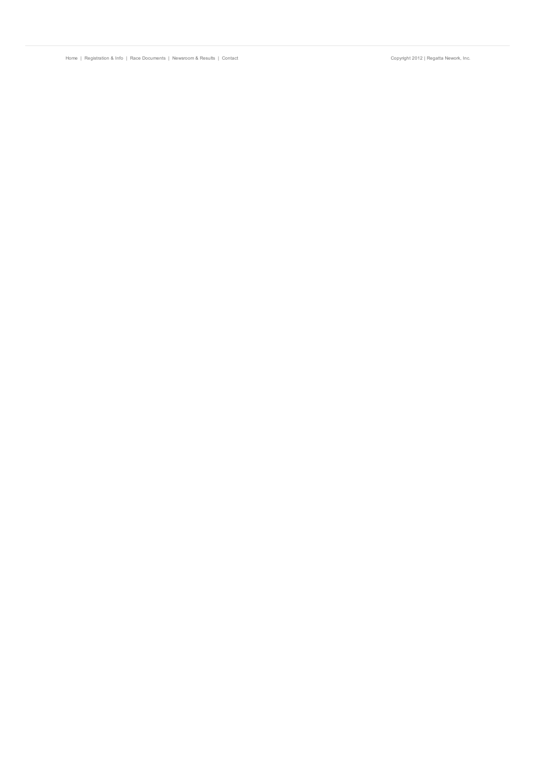Home | Registration & Info | Race Documents | Newsroom & Results | Contact

Copyright 2012 | Regatta Nework, Inc.